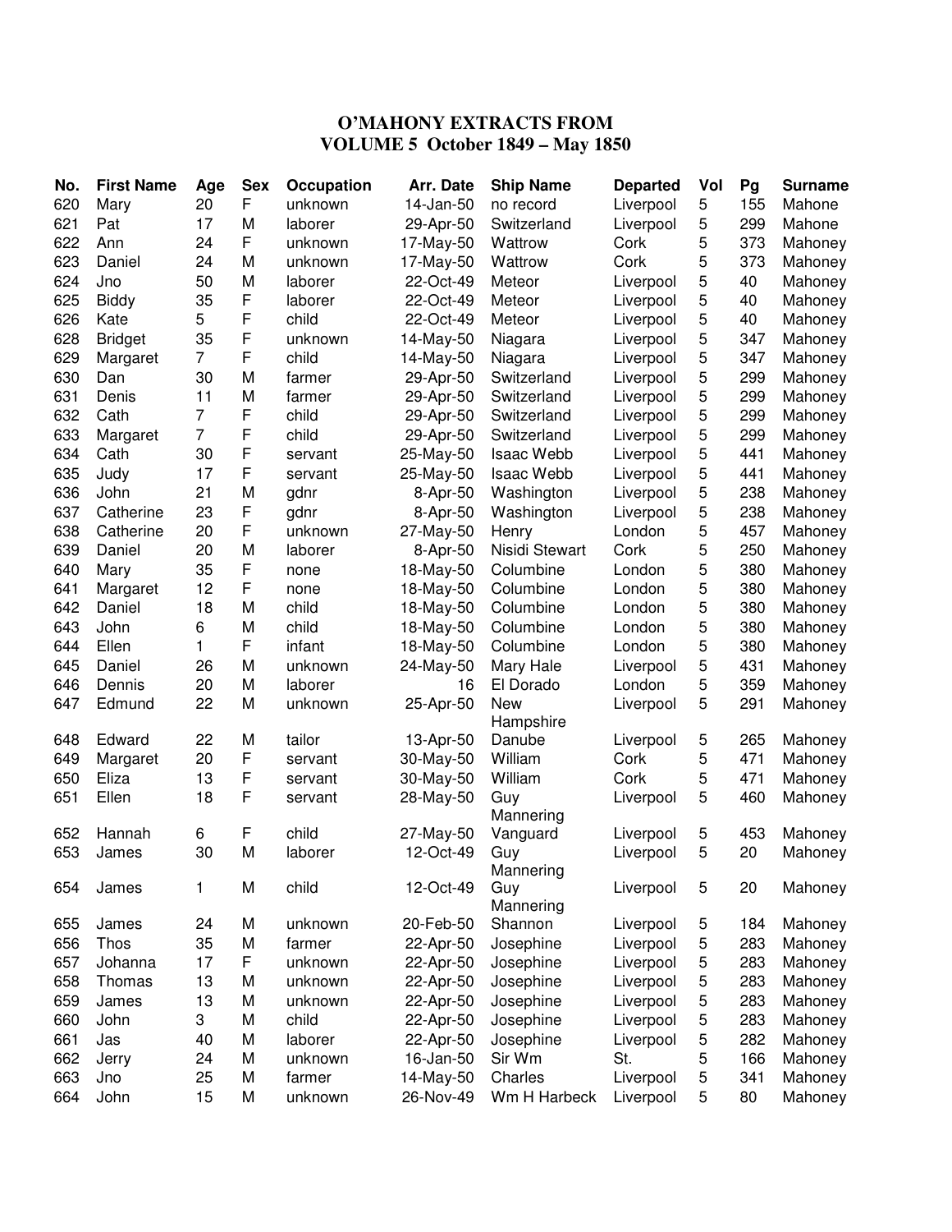# O'MAHONY EXTRACTS FROM
# VOLUME 5 October 1849 – May 1850

| No. | First Name | Age | Sex | Occupation | Arr. Date | Ship Name | Departed | Vol | Pg | Surname |
|---|---|---|---|---|---|---|---|---|---|---|
| 620 | Mary | 20 | F | unknown | 14-Jan-50 | no record | Liverpool | 5 | 155 | Mahone |
| 621 | Pat | 17 | M | laborer | 29-Apr-50 | Switzerland | Liverpool | 5 | 299 | Mahone |
| 622 | Ann | 24 | F | unknown | 17-May-50 | Wattrow | Cork | 5 | 373 | Mahoney |
| 623 | Daniel | 24 | M | unknown | 17-May-50 | Wattrow | Cork | 5 | 373 | Mahoney |
| 624 | Jno | 50 | M | laborer | 22-Oct-49 | Meteor | Liverpool | 5 | 40 | Mahoney |
| 625 | Biddy | 35 | F | laborer | 22-Oct-49 | Meteor | Liverpool | 5 | 40 | Mahoney |
| 626 | Kate | 5 | F | child | 22-Oct-49 | Meteor | Liverpool | 5 | 40 | Mahoney |
| 628 | Bridget | 35 | F | unknown | 14-May-50 | Niagara | Liverpool | 5 | 347 | Mahoney |
| 629 | Margaret | 7 | F | child | 14-May-50 | Niagara | Liverpool | 5 | 347 | Mahoney |
| 630 | Dan | 30 | M | farmer | 29-Apr-50 | Switzerland | Liverpool | 5 | 299 | Mahoney |
| 631 | Denis | 11 | M | farmer | 29-Apr-50 | Switzerland | Liverpool | 5 | 299 | Mahoney |
| 632 | Cath | 7 | F | child | 29-Apr-50 | Switzerland | Liverpool | 5 | 299 | Mahoney |
| 633 | Margaret | 7 | F | child | 29-Apr-50 | Switzerland | Liverpool | 5 | 299 | Mahoney |
| 634 | Cath | 30 | F | servant | 25-May-50 | Isaac Webb | Liverpool | 5 | 441 | Mahoney |
| 635 | Judy | 17 | F | servant | 25-May-50 | Isaac Webb | Liverpool | 5 | 441 | Mahoney |
| 636 | John | 21 | M | gdnr | 8-Apr-50 | Washington | Liverpool | 5 | 238 | Mahoney |
| 637 | Catherine | 23 | F | gdnr | 8-Apr-50 | Washington | Liverpool | 5 | 238 | Mahoney |
| 638 | Catherine | 20 | F | unknown | 27-May-50 | Henry | London | 5 | 457 | Mahoney |
| 639 | Daniel | 20 | M | laborer | 8-Apr-50 | Nisidi Stewart | Cork | 5 | 250 | Mahoney |
| 640 | Mary | 35 | F | none | 18-May-50 | Columbine | London | 5 | 380 | Mahoney |
| 641 | Margaret | 12 | F | none | 18-May-50 | Columbine | London | 5 | 380 | Mahoney |
| 642 | Daniel | 18 | M | child | 18-May-50 | Columbine | London | 5 | 380 | Mahoney |
| 643 | John | 6 | M | child | 18-May-50 | Columbine | London | 5 | 380 | Mahoney |
| 644 | Ellen | 1 | F | infant | 18-May-50 | Columbine | London | 5 | 380 | Mahoney |
| 645 | Daniel | 26 | M | unknown | 24-May-50 | Mary Hale | Liverpool | 5 | 431 | Mahoney |
| 646 | Dennis | 20 | M | laborer | 16 | El Dorado | London | 5 | 359 | Mahoney |
| 647 | Edmund | 22 | M | unknown | 25-Apr-50 | New Hampshire | Liverpool | 5 | 291 | Mahoney |
| 648 | Edward | 22 | M | tailor | 13-Apr-50 | Danube | Liverpool | 5 | 265 | Mahoney |
| 649 | Margaret | 20 | F | servant | 30-May-50 | William | Cork | 5 | 471 | Mahoney |
| 650 | Eliza | 13 | F | servant | 30-May-50 | William | Cork | 5 | 471 | Mahoney |
| 651 | Ellen | 18 | F | servant | 28-May-50 | Guy Mannering | Liverpool | 5 | 460 | Mahoney |
| 652 | Hannah | 6 | F | child | 27-May-50 | Vanguard | Liverpool | 5 | 453 | Mahoney |
| 653 | James | 30 | M | laborer | 12-Oct-49 | Guy Mannering | Liverpool | 5 | 20 | Mahoney |
| 654 | James | 1 | M | child | 12-Oct-49 | Guy Mannering | Liverpool | 5 | 20 | Mahoney |
| 655 | James | 24 | M | unknown | 20-Feb-50 | Shannon | Liverpool | 5 | 184 | Mahoney |
| 656 | Thos | 35 | M | farmer | 22-Apr-50 | Josephine | Liverpool | 5 | 283 | Mahoney |
| 657 | Johanna | 17 | F | unknown | 22-Apr-50 | Josephine | Liverpool | 5 | 283 | Mahoney |
| 658 | Thomas | 13 | M | unknown | 22-Apr-50 | Josephine | Liverpool | 5 | 283 | Mahoney |
| 659 | James | 13 | M | unknown | 22-Apr-50 | Josephine | Liverpool | 5 | 283 | Mahoney |
| 660 | John | 3 | M | child | 22-Apr-50 | Josephine | Liverpool | 5 | 283 | Mahoney |
| 661 | Jas | 40 | M | laborer | 22-Apr-50 | Josephine | Liverpool | 5 | 282 | Mahoney |
| 662 | Jerry | 24 | M | unknown | 16-Jan-50 | Sir Wm | St. | 5 | 166 | Mahoney |
| 663 | Jno | 25 | M | farmer | 14-May-50 | Charles | Liverpool | 5 | 341 | Mahoney |
| 664 | John | 15 | M | unknown | 26-Nov-49 | Wm H Harbeck | Liverpool | 5 | 80 | Mahoney |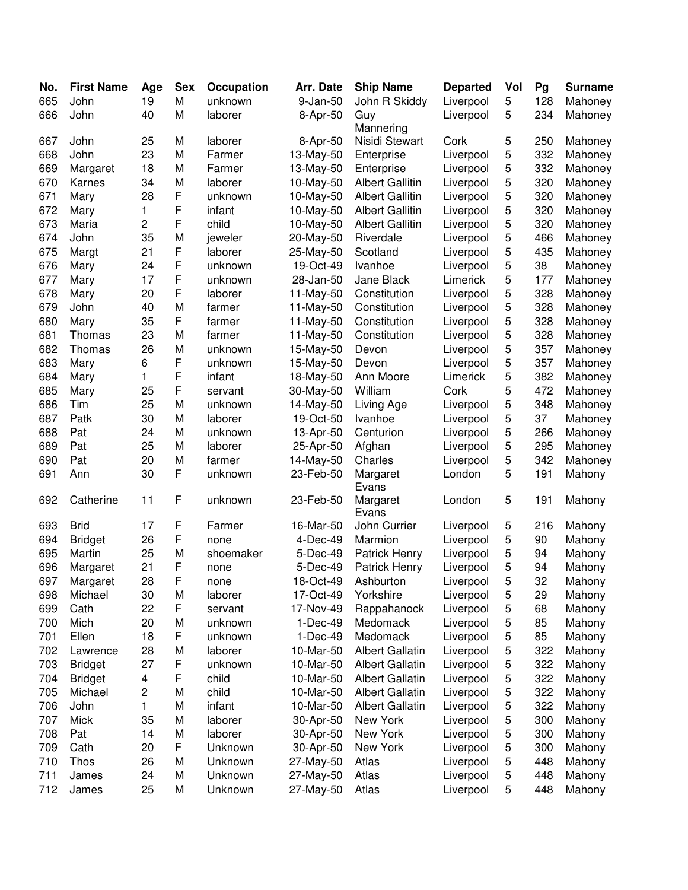| No. | First Name | Age | Sex | Occupation | Arr. Date | Ship Name | Departed | Vol | Pg | Surname |
|---|---|---|---|---|---|---|---|---|---|---|
| 665 | John | 19 | M | unknown | 9-Jan-50 | John R Skiddy | Liverpool | 5 | 128 | Mahoney |
| 666 | John | 40 | M | laborer | 8-Apr-50 | Guy Mannering | Liverpool | 5 | 234 | Mahoney |
| 667 | John | 25 | M | laborer | 8-Apr-50 | Nisidi Stewart | Cork | 5 | 250 | Mahoney |
| 668 | John | 23 | M | Farmer | 13-May-50 | Enterprise | Liverpool | 5 | 332 | Mahoney |
| 669 | Margaret | 18 | M | Farmer | 13-May-50 | Enterprise | Liverpool | 5 | 332 | Mahoney |
| 670 | Karnes | 34 | M | laborer | 10-May-50 | Albert Gallitin | Liverpool | 5 | 320 | Mahoney |
| 671 | Mary | 28 | F | unknown | 10-May-50 | Albert Gallitin | Liverpool | 5 | 320 | Mahoney |
| 672 | Mary | 1 | F | infant | 10-May-50 | Albert Gallitin | Liverpool | 5 | 320 | Mahoney |
| 673 | Maria | 2 | F | child | 10-May-50 | Albert Gallitin | Liverpool | 5 | 320 | Mahoney |
| 674 | John | 35 | M | jeweler | 20-May-50 | Riverdale | Liverpool | 5 | 466 | Mahoney |
| 675 | Margt | 21 | F | laborer | 25-May-50 | Scotland | Liverpool | 5 | 435 | Mahoney |
| 676 | Mary | 24 | F | unknown | 19-Oct-49 | Ivanhoe | Liverpool | 5 | 38 | Mahoney |
| 677 | Mary | 17 | F | unknown | 28-Jan-50 | Jane Black | Limerick | 5 | 177 | Mahoney |
| 678 | Mary | 20 | F | laborer | 11-May-50 | Constitution | Liverpool | 5 | 328 | Mahoney |
| 679 | John | 40 | M | farmer | 11-May-50 | Constitution | Liverpool | 5 | 328 | Mahoney |
| 680 | Mary | 35 | F | farmer | 11-May-50 | Constitution | Liverpool | 5 | 328 | Mahoney |
| 681 | Thomas | 23 | M | farmer | 11-May-50 | Constitution | Liverpool | 5 | 328 | Mahoney |
| 682 | Thomas | 26 | M | unknown | 15-May-50 | Devon | Liverpool | 5 | 357 | Mahoney |
| 683 | Mary | 6 | F | unknown | 15-May-50 | Devon | Liverpool | 5 | 357 | Mahoney |
| 684 | Mary | 1 | F | infant | 18-May-50 | Ann Moore | Limerick | 5 | 382 | Mahoney |
| 685 | Mary | 25 | F | servant | 30-May-50 | William | Cork | 5 | 472 | Mahoney |
| 686 | Tim | 25 | M | unknown | 14-May-50 | Living Age | Liverpool | 5 | 348 | Mahoney |
| 687 | Patk | 30 | M | laborer | 19-Oct-50 | Ivanhoe | Liverpool | 5 | 37 | Mahoney |
| 688 | Pat | 24 | M | unknown | 13-Apr-50 | Centurion | Liverpool | 5 | 266 | Mahoney |
| 689 | Pat | 25 | M | laborer | 25-Apr-50 | Afghan | Liverpool | 5 | 295 | Mahoney |
| 690 | Pat | 20 | M | farmer | 14-May-50 | Charles | Liverpool | 5 | 342 | Mahoney |
| 691 | Ann | 30 | F | unknown | 23-Feb-50 | Margaret Evans | London | 5 | 191 | Mahony |
| 692 | Catherine | 11 | F | unknown | 23-Feb-50 | Margaret Evans | London | 5 | 191 | Mahony |
| 693 | Brid | 17 | F | Farmer | 16-Mar-50 | John Currier | Liverpool | 5 | 216 | Mahony |
| 694 | Bridget | 26 | F | none | 4-Dec-49 | Marmion | Liverpool | 5 | 90 | Mahony |
| 695 | Martin | 25 | M | shoemaker | 5-Dec-49 | Patrick Henry | Liverpool | 5 | 94 | Mahony |
| 696 | Margaret | 21 | F | none | 5-Dec-49 | Patrick Henry | Liverpool | 5 | 94 | Mahony |
| 697 | Margaret | 28 | F | none | 18-Oct-49 | Ashburton | Liverpool | 5 | 32 | Mahony |
| 698 | Michael | 30 | M | laborer | 17-Oct-49 | Yorkshire | Liverpool | 5 | 29 | Mahony |
| 699 | Cath | 22 | F | servant | 17-Nov-49 | Rappahanock | Liverpool | 5 | 68 | Mahony |
| 700 | Mich | 20 | M | unknown | 1-Dec-49 | Medomack | Liverpool | 5 | 85 | Mahony |
| 701 | Ellen | 18 | F | unknown | 1-Dec-49 | Medomack | Liverpool | 5 | 85 | Mahony |
| 702 | Lawrence | 28 | M | laborer | 10-Mar-50 | Albert Gallatin | Liverpool | 5 | 322 | Mahony |
| 703 | Bridget | 27 | F | unknown | 10-Mar-50 | Albert Gallatin | Liverpool | 5 | 322 | Mahony |
| 704 | Bridget | 4 | F | child | 10-Mar-50 | Albert Gallatin | Liverpool | 5 | 322 | Mahony |
| 705 | Michael | 2 | M | child | 10-Mar-50 | Albert Gallatin | Liverpool | 5 | 322 | Mahony |
| 706 | John | 1 | M | infant | 10-Mar-50 | Albert Gallatin | Liverpool | 5 | 322 | Mahony |
| 707 | Mick | 35 | M | laborer | 30-Apr-50 | New York | Liverpool | 5 | 300 | Mahony |
| 708 | Pat | 14 | M | laborer | 30-Apr-50 | New York | Liverpool | 5 | 300 | Mahony |
| 709 | Cath | 20 | F | Unknown | 30-Apr-50 | New York | Liverpool | 5 | 300 | Mahony |
| 710 | Thos | 26 | M | Unknown | 27-May-50 | Atlas | Liverpool | 5 | 448 | Mahony |
| 711 | James | 24 | M | Unknown | 27-May-50 | Atlas | Liverpool | 5 | 448 | Mahony |
| 712 | James | 25 | M | Unknown | 27-May-50 | Atlas | Liverpool | 5 | 448 | Mahony |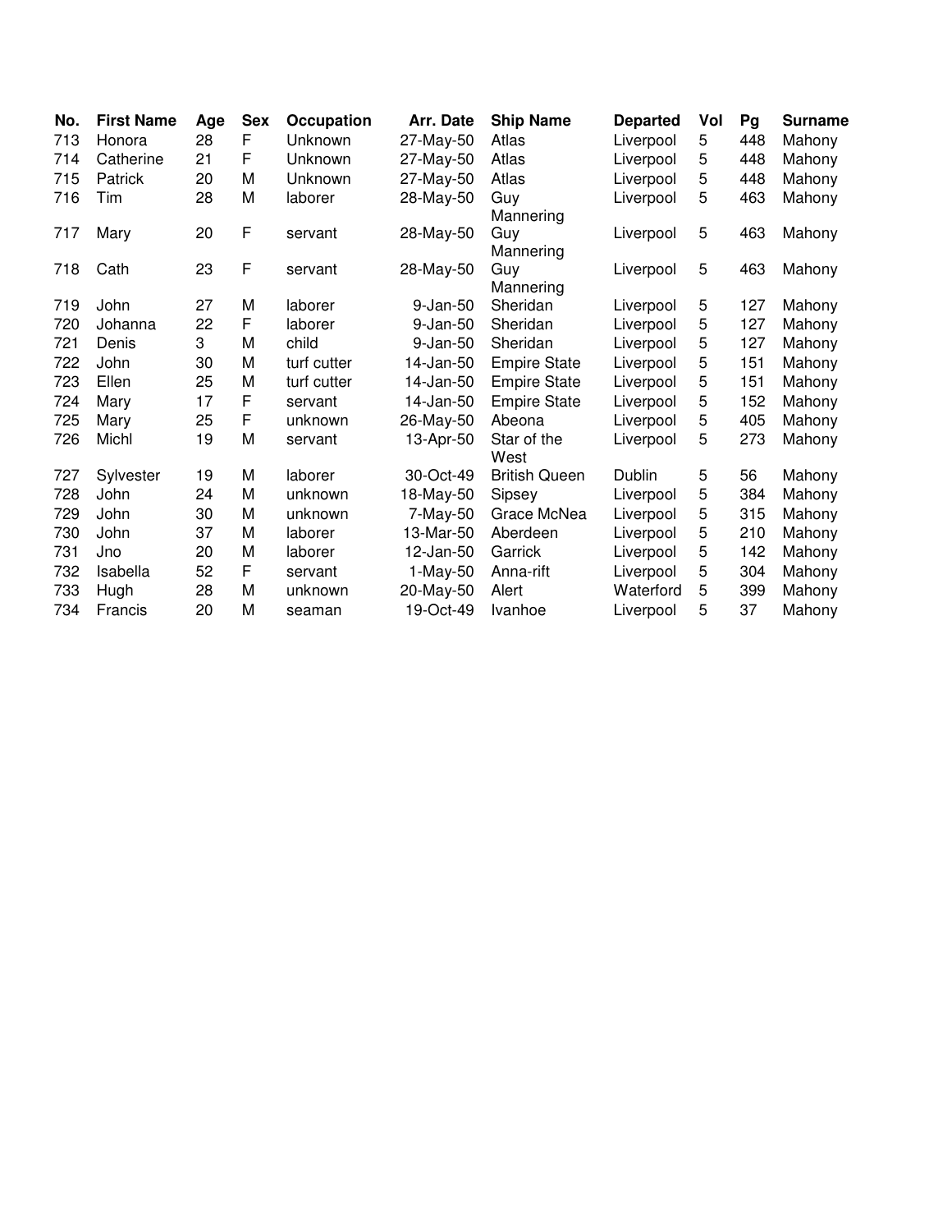| No. | First Name | Age | Sex | Occupation | Arr. Date | Ship Name | Departed | Vol | Pg | Surname |
|---|---|---|---|---|---|---|---|---|---|---|
| 713 | Honora | 28 | F | Unknown | 27-May-50 | Atlas | Liverpool | 5 | 448 | Mahony |
| 714 | Catherine | 21 | F | Unknown | 27-May-50 | Atlas | Liverpool | 5 | 448 | Mahony |
| 715 | Patrick | 20 | M | Unknown | 27-May-50 | Atlas | Liverpool | 5 | 448 | Mahony |
| 716 | Tim | 28 | M | laborer | 28-May-50 | Guy Mannering | Liverpool | 5 | 463 | Mahony |
| 717 | Mary | 20 | F | servant | 28-May-50 | Guy Mannering | Liverpool | 5 | 463 | Mahony |
| 718 | Cath | 23 | F | servant | 28-May-50 | Guy Mannering | Liverpool | 5 | 463 | Mahony |
| 719 | John | 27 | M | laborer | 9-Jan-50 | Sheridan | Liverpool | 5 | 127 | Mahony |
| 720 | Johanna | 22 | F | laborer | 9-Jan-50 | Sheridan | Liverpool | 5 | 127 | Mahony |
| 721 | Denis | 3 | M | child | 9-Jan-50 | Sheridan | Liverpool | 5 | 127 | Mahony |
| 722 | John | 30 | M | turf cutter | 14-Jan-50 | Empire State | Liverpool | 5 | 151 | Mahony |
| 723 | Ellen | 25 | M | turf cutter | 14-Jan-50 | Empire State | Liverpool | 5 | 151 | Mahony |
| 724 | Mary | 17 | F | servant | 14-Jan-50 | Empire State | Liverpool | 5 | 152 | Mahony |
| 725 | Mary | 25 | F | unknown | 26-May-50 | Abeona | Liverpool | 5 | 405 | Mahony |
| 726 | Michl | 19 | M | servant | 13-Apr-50 | Star of the West | Liverpool | 5 | 273 | Mahony |
| 727 | Sylvester | 19 | M | laborer | 30-Oct-49 | British Queen | Dublin | 5 | 56 | Mahony |
| 728 | John | 24 | M | unknown | 18-May-50 | Sipsey | Liverpool | 5 | 384 | Mahony |
| 729 | John | 30 | M | unknown | 7-May-50 | Grace McNea | Liverpool | 5 | 315 | Mahony |
| 730 | John | 37 | M | laborer | 13-Mar-50 | Aberdeen | Liverpool | 5 | 210 | Mahony |
| 731 | Jno | 20 | M | laborer | 12-Jan-50 | Garrick | Liverpool | 5 | 142 | Mahony |
| 732 | Isabella | 52 | F | servant | 1-May-50 | Anna-rift | Liverpool | 5 | 304 | Mahony |
| 733 | Hugh | 28 | M | unknown | 20-May-50 | Alert | Waterford | 5 | 399 | Mahony |
| 734 | Francis | 20 | M | seaman | 19-Oct-49 | Ivanhoe | Liverpool | 5 | 37 | Mahony |